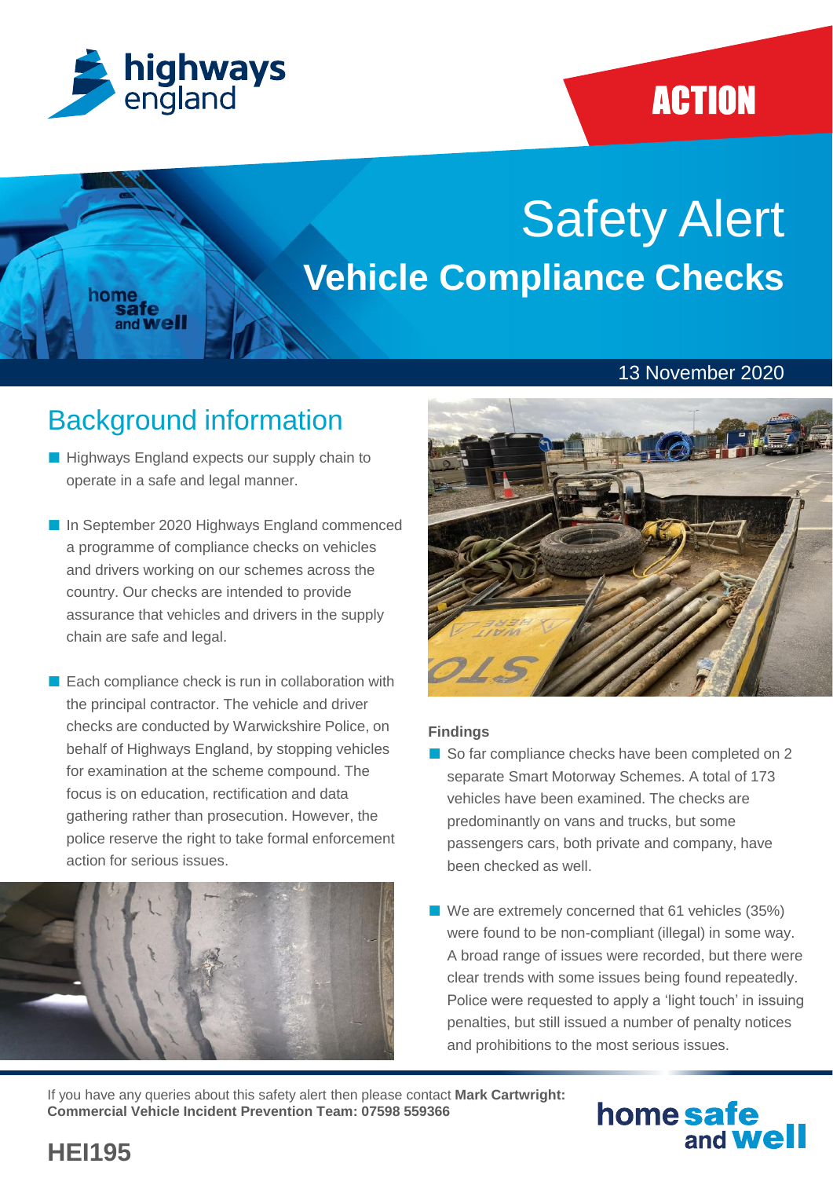ACTION

# Safety Alert

## Vehicle Compliance Checks

13 November 2020

## Background information

- Highways England expects our supply chain to operate in a safe and legal manner.
- In September 2020 Highways England commenced a programme of compliance checks on vehicles and drivers working on our schemes across the country. Our checks are intended to provide assurance that vehicles and drivers in the supply chain are safe and legal.
- Each compliance check is run in collaboration with the principal contractor. The vehicle and driver checks are conducted by Warwickshire Police, on behalf of Highways England, by stopping vehicles for examination at the scheme compound. The focus is on education, rectification and data gathering rather than prosecution. However, the police reserve the right to take formal enforcement action for serious issues.

### Findings

- So far compliance checks have been completed on 2 separate Smart Motorway Schemes. A total of 173 vehicles have been examined. The checks are predominantly on vans and trucks, but some passengers cars, both private and company, have been checked as well.
- We are extremely concerned that 61 vehicles (35%) were found to be non-compliant (illegal) in some way. A broad range of issues were recorded, but there were clear trends with some issues being found repeatedly. Police were requested to apply a 'light touch' in issuing penalties, but still issued a number of penalty notices and prohibitions to the most serious issues.

If you have any queries about this safety alert then please contact **Mark Cartwright: Commercial Vehicle Incident Prevention Team: 07598 559366**

**HEI195**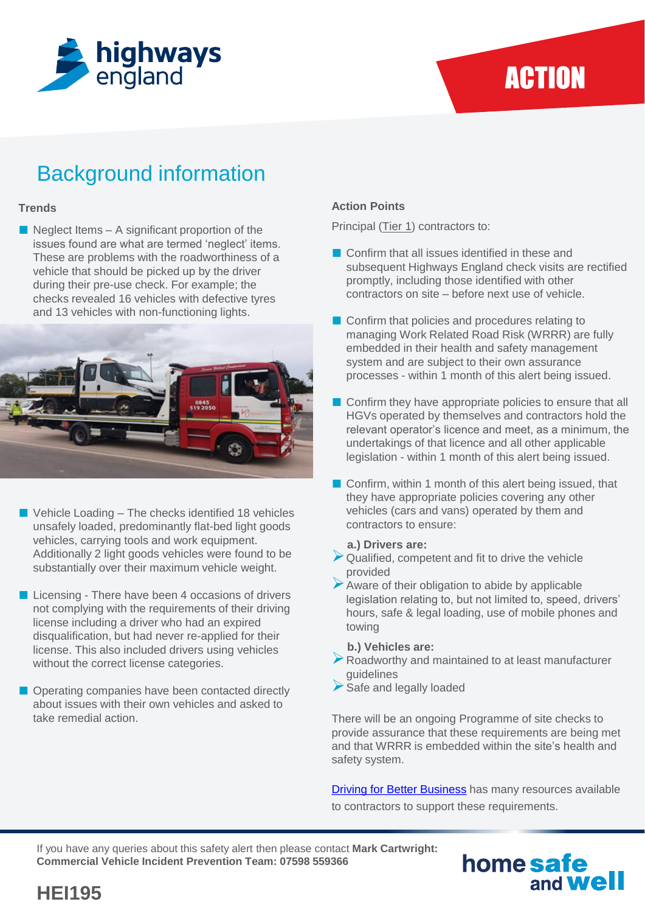# Background information

**Trends**

- Neglect Items – A significant proportion of the issues found are what are termed 'neglect' items. These are problems with the roadworthiness of a vehicle that should be picked up by the driver during their pre-use check. For example; the checks revealed 16 vehicles with defective tyres and 13 vehicles with non-functioning lights.
- Vehicle Loading – The checks identified 18 vehicles unsafely loaded, predominantly flat-bed light goods vehicles, carrying tools and work equipment. Additionally 2 light goods vehicles were found to be substantially over their maximum vehicle weight.
- Licensing - There have been 4 occasions of drivers not complying with the requirements of their driving license including a driver who had an expired disqualification, but had never re-applied for their license. This also included drivers using vehicles without the correct license categories.
- Operating companies have been contacted directly about issues with their own vehicles and asked to take remedial action.

**Action Points**

Principal (Tier 1) contractors to:

- Confirm that all issues identified in these and subsequent Highways England check visits are rectified promptly, including those identified with other contractors on site – before next use of vehicle.
- Confirm that policies and procedures relating to managing Work Related Road Risk (WRRR) are fully embedded in their health and safety management system and are subject to their own assurance processes - within 1 month of this alert being issued.
- Confirm they have appropriate policies to ensure that all HGVs operated by themselves and contractors hold the relevant operator's licence and meet, as a minimum, the undertakings of that licence and all other applicable legislation - within 1 month of this alert being issued.
- Confirm, within 1 month of this alert being issued, that they have appropriate policies covering any other vehicles (cars and vans) operated by them and contractors to ensure:

**a.) Drivers are:**

- Qualified, competent and fit to drive the vehicle provided
- Aware of their obligation to abide by applicable legislation relating to, but not limited to, speed, drivers' hours, safe & legal loading, use of mobile phones and towing

**b.) Vehicles are:**

- Roadworthy and maintained to at least manufacturer guidelines
- Safe and legally loaded

There will be an ongoing Programme of site checks to provide assurance that these requirements are being met and that WRRR is embedded within the site's health and safety system.

Driving for Better Business has many resources available to contractors to support these requirements.

If you have any queries about this safety alert then please contact **Mark Cartwright: Commercial Vehicle Incident Prevention Team: 07598 559366**

**HEI195**